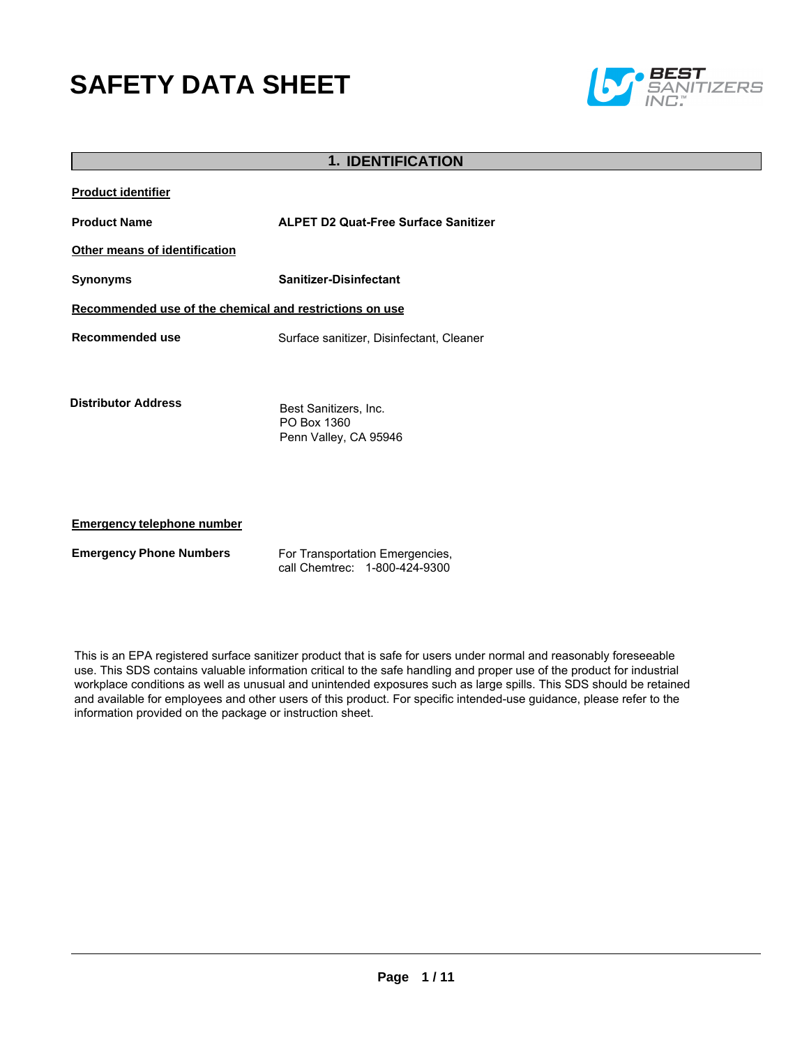# SAFETY DATA SHEET

## 1. IDENTIFICATION

**Product identifier**

**Product Name** **ALPET D2 Quat-Free Surface Sanitizer**

**Other means of identification**

**Synonyms** **Sanitizer-Disinfectant**

**Recommended use of the chemical and restrictions on use**

**Recommended use** Surface sanitizer, Disinfectant, Cleaner

**Distributor Address**

Best Sanitizers, Inc.
PO Box 1360
Penn Valley, CA 95946

**Emergency telephone number**

**Emergency Phone Numbers** For Transportation Emergencies, call Chemtrec: 1-800-424-9300

This is an EPA registered surface sanitizer product that is safe for users under normal and reasonably foreseeable use. This SDS contains valuable information critical to the safe handling and proper use of the product for industrial workplace conditions as well as unusual and unintended exposures such as large spills. This SDS should be retained and available for employees and other users of this product. For specific intended-use guidance, please refer to the information provided on the package or instruction sheet.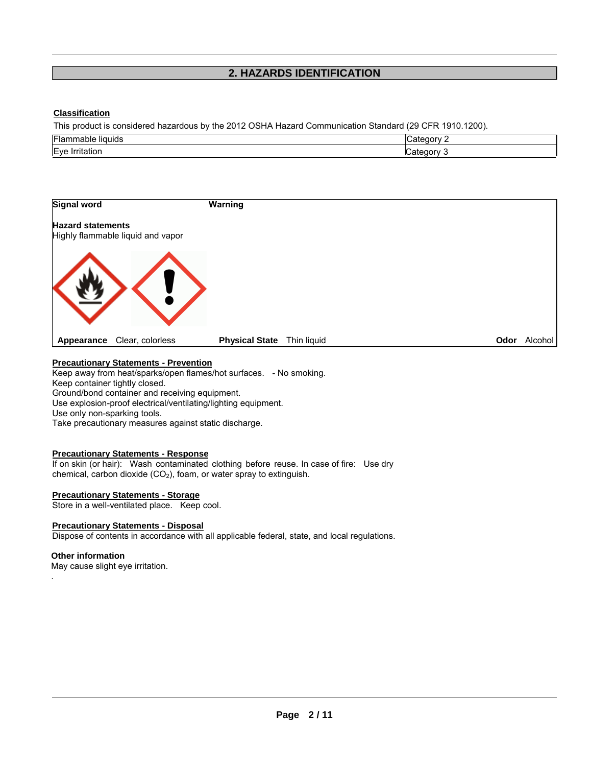## 2. HAZARDS IDENTIFICATION

**Classification**

This product is considered hazardous by the 2012 OSHA Hazard Communication Standard (29 CFR 1910.1200).

| | |
|---|---|
| Flammable liquids | Category 2 |
| Eye Irritation | Category 3 |

**Signal word** **Warning**

**Hazard statements**
Highly flammable liquid and vapor

**Appearance** Clear, colorless **Physical State** Thin liquid **Odor** Alcohol

**Precautionary Statements - Prevention**
Keep away from heat/sparks/open flames/hot surfaces. - No smoking.
Keep container tightly closed.
Ground/bond container and receiving equipment.
Use explosion-proof electrical/ventilating/lighting equipment.
Use only non-sparking tools.
Take precautionary measures against static discharge.

**Precautionary Statements - Response**
If on skin (or hair): Wash contaminated clothing before reuse. In case of fire: Use dry chemical, carbon dioxide ($CO_2$), foam, or water spray to extinguish.

**Precautionary Statements - Storage**
Store in a well-ventilated place. Keep cool.

**Precautionary Statements - Disposal**
Dispose of contents in accordance with all applicable federal, state, and local regulations.

**Other information**
May cause slight eye irritation.
.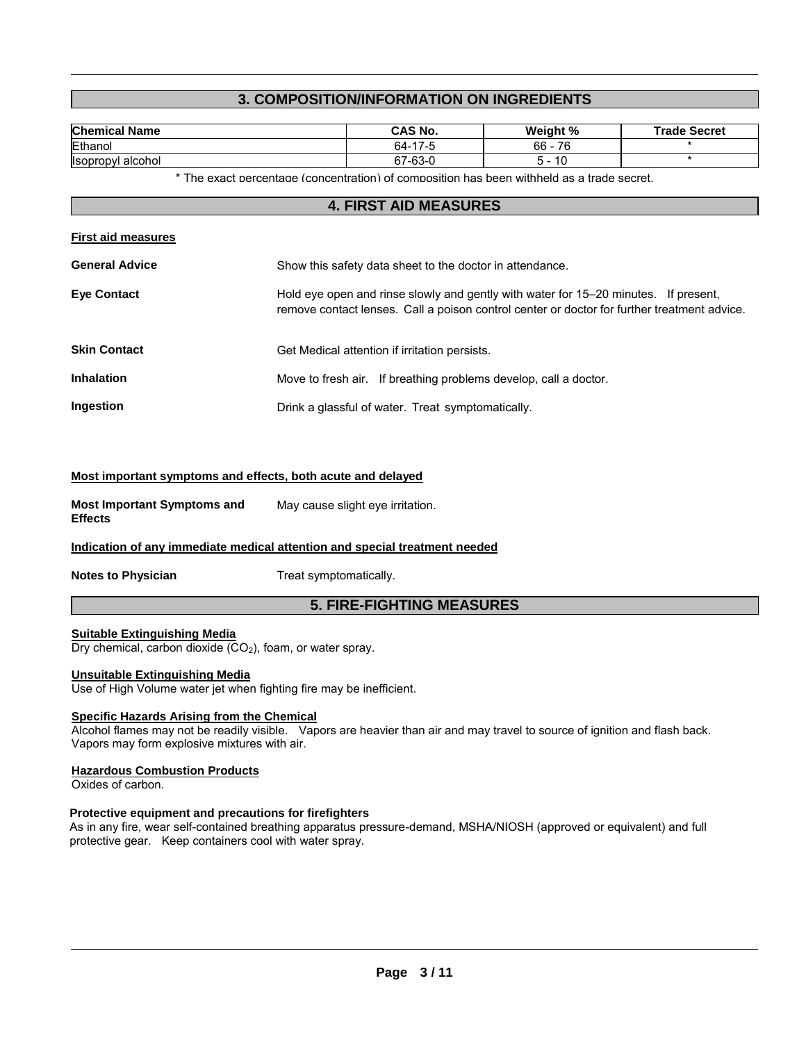## 3. COMPOSITION/INFORMATION ON INGREDIENTS

| Chemical Name | CAS No. | Weight % | Trade Secret |
| --- | --- | --- | --- |
| Ethanol | 64-17-5 | 66 - 76 | * |
| Isopropyl alcohol | 67-63-0 | 5 - 10 | * |

* The exact percentage (concentration) of composition has been withheld as a trade secret.

## 4. FIRST AID MEASURES

**First aid measures**

**General Advice**
Show this safety data sheet to the doctor in attendance.

**Eye Contact**
Hold eye open and rinse slowly and gently with water for 15–20 minutes. If present, remove contact lenses. Call a poison control center or doctor for further treatment advice.

**Skin Contact**
Get Medical attention if irritation persists.

**Inhalation**
Move to fresh air. If breathing problems develop, call a doctor.

**Ingestion**
Drink a glassful of water. Treat symptomatically.

**Most important symptoms and effects, both acute and delayed**

**Most Important Symptoms and Effects**
May cause slight eye irritation.

**Indication of any immediate medical attention and special treatment needed**

**Notes to Physician**
Treat symptomatically.

## 5. FIRE-FIGHTING MEASURES

**Suitable Extinguishing Media**
Dry chemical, carbon dioxide ($CO_2$), foam, or water spray.

**Unsuitable Extinguishing Media**
Use of High Volume water jet when fighting fire may be inefficient.

**Specific Hazards Arising from the Chemical**
Alcohol flames may not be readily visible. Vapors are heavier than air and may travel to source of ignition and flash back. Vapors may form explosive mixtures with air.

**Hazardous Combustion Products**
Oxides of carbon.

**Protective equipment and precautions for firefighters**
As in any fire, wear self-contained breathing apparatus pressure-demand, MSHA/NIOSH (approved or equivalent) and full protective gear. Keep containers cool with water spray.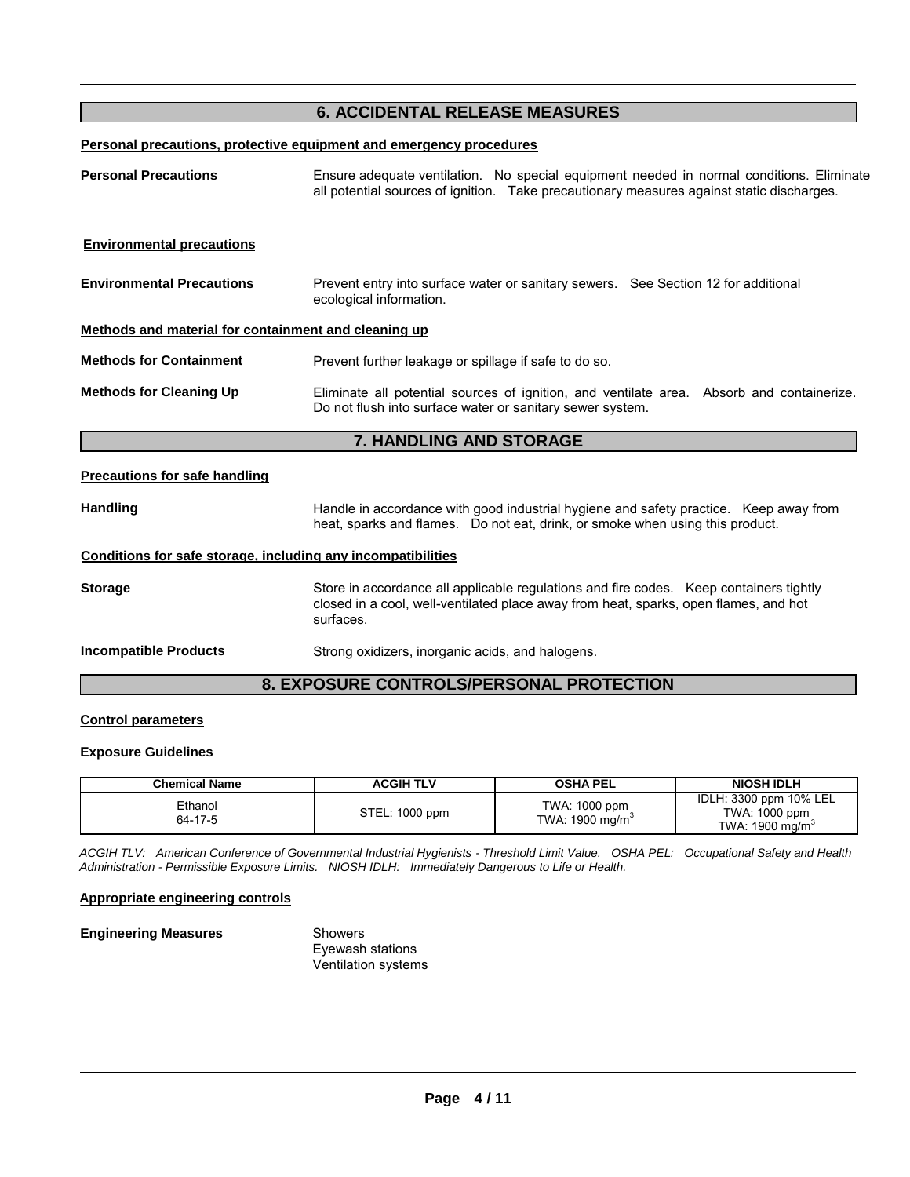## 6. ACCIDENTAL RELEASE MEASURES

**Personal precautions, protective equipment and emergency procedures**

**Personal Precautions** — Ensure adequate ventilation. No special equipment needed in normal conditions. Eliminate all potential sources of ignition. Take precautionary measures against static discharges.

**Environmental precautions**

**Environmental Precautions** — Prevent entry into surface water or sanitary sewers. See Section 12 for additional ecological information.

**Methods and material for containment and cleaning up**

**Methods for Containment** — Prevent further leakage or spillage if safe to do so.

**Methods for Cleaning Up** — Eliminate all potential sources of ignition, and ventilate area. Absorb and containerize. Do not flush into surface water or sanitary sewer system.

## 7. HANDLING AND STORAGE

**Precautions for safe handling**

**Handling** — Handle in accordance with good industrial hygiene and safety practice. Keep away from heat, sparks and flames. Do not eat, drink, or smoke when using this product.

**Conditions for safe storage, including any incompatibilities**

**Storage** — Store in accordance all applicable regulations and fire codes. Keep containers tightly closed in a cool, well-ventilated place away from heat, sparks, open flames, and hot surfaces.

**Incompatible Products** — Strong oxidizers, inorganic acids, and halogens.

## 8. EXPOSURE CONTROLS/PERSONAL PROTECTION

**Control parameters**

**Exposure Guidelines**

| Chemical Name | ACGIH TLV | OSHA PEL | NIOSH IDLH |
|---|---|---|---|
| Ethanol 64-17-5 | STEL: 1000 ppm | TWA: 1000 ppm TWA: 1900 mg/m$^3$ | IDLH: 3300 ppm 10% LEL TWA: 1000 ppm TWA: 1900 mg/m$^3$ |

*ACGIH TLV: American Conference of Governmental Industrial Hygienists - Threshold Limit Value. OSHA PEL: Occupational Safety and Health Administration - Permissible Exposure Limits. NIOSH IDLH: Immediately Dangerous to Life or Health.*

**Appropriate engineering controls**

**Engineering Measures** — Showers
Eyewash stations
Ventilation systems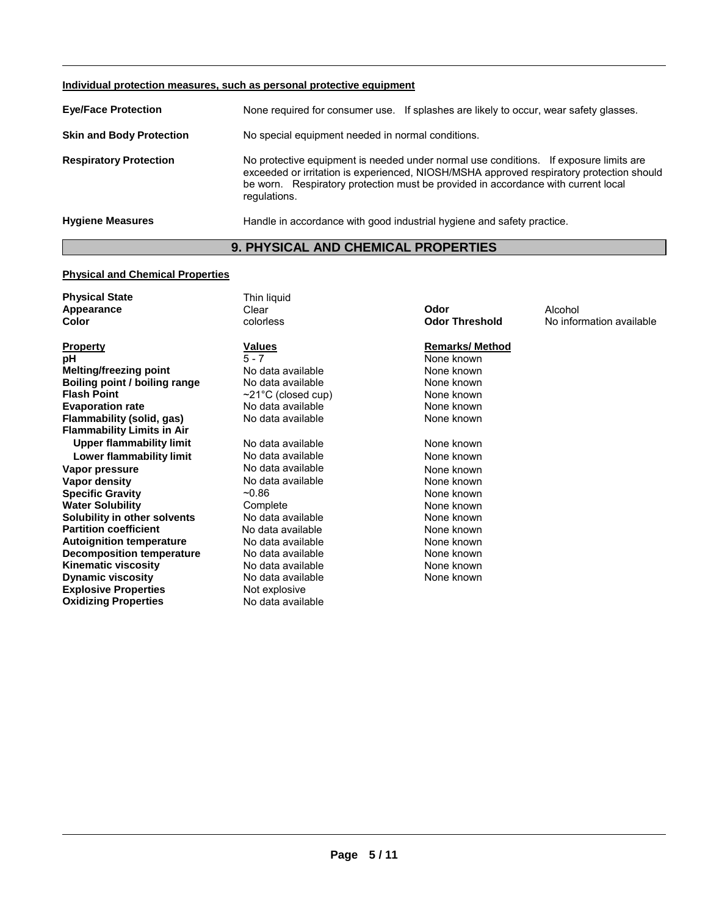**Individual protection measures, such as personal protective equipment**

| | |
|---|---|
| **Eye/Face Protection** | None required for consumer use. If splashes are likely to occur, wear safety glasses. |
| **Skin and Body Protection** | No special equipment needed in normal conditions. |
| **Respiratory Protection** | No protective equipment is needed under normal use conditions. If exposure limits are exceeded or irritation is experienced, NIOSH/MSHA approved respiratory protection should be worn. Respiratory protection must be provided in accordance with current local regulations. |
| **Hygiene Measures** | Handle in accordance with good industrial hygiene and safety practice. |

## 9. PHYSICAL AND CHEMICAL PROPERTIES

**Physical and Chemical Properties**

| | | | |
|---|---|---|---|
| **Physical State** | Thin liquid | | |
| **Appearance** | Clear | **Odor** | Alcohol |
| **Color** | colorless | **Odor Threshold** | No information available |

| **Property** | **Values** | **Remarks/ Method** |
|---|---|---|
| **pH** | 5 - 7 | None known |
| **Melting/freezing point** | No data available | None known |
| **Boiling point / boiling range** | No data available | None known |
| **Flash Point** | ~21°C (closed cup) | None known |
| **Evaporation rate** | No data available | None known |
| **Flammability (solid, gas)** | No data available | None known |
| **Flammability Limits in Air** | | |
| **Upper flammability limit** | No data available | None known |
| **Lower flammability limit** | No data available | None known |
| **Vapor pressure** | No data available | None known |
| **Vapor density** | No data available | None known |
| **Specific Gravity** | ~0.86 | None known |
| **Water Solubility** | Complete | None known |
| **Solubility in other solvents** | No data available | None known |
| **Partition coefficient** | No data available | None known |
| **Autoignition temperature** | No data available | None known |
| **Decomposition temperature** | No data available | None known |
| **Kinematic viscosity** | No data available | None known |
| **Dynamic viscosity** | No data available | None known |
| **Explosive Properties** | Not explosive | |
| **Oxidizing Properties** | No data available | |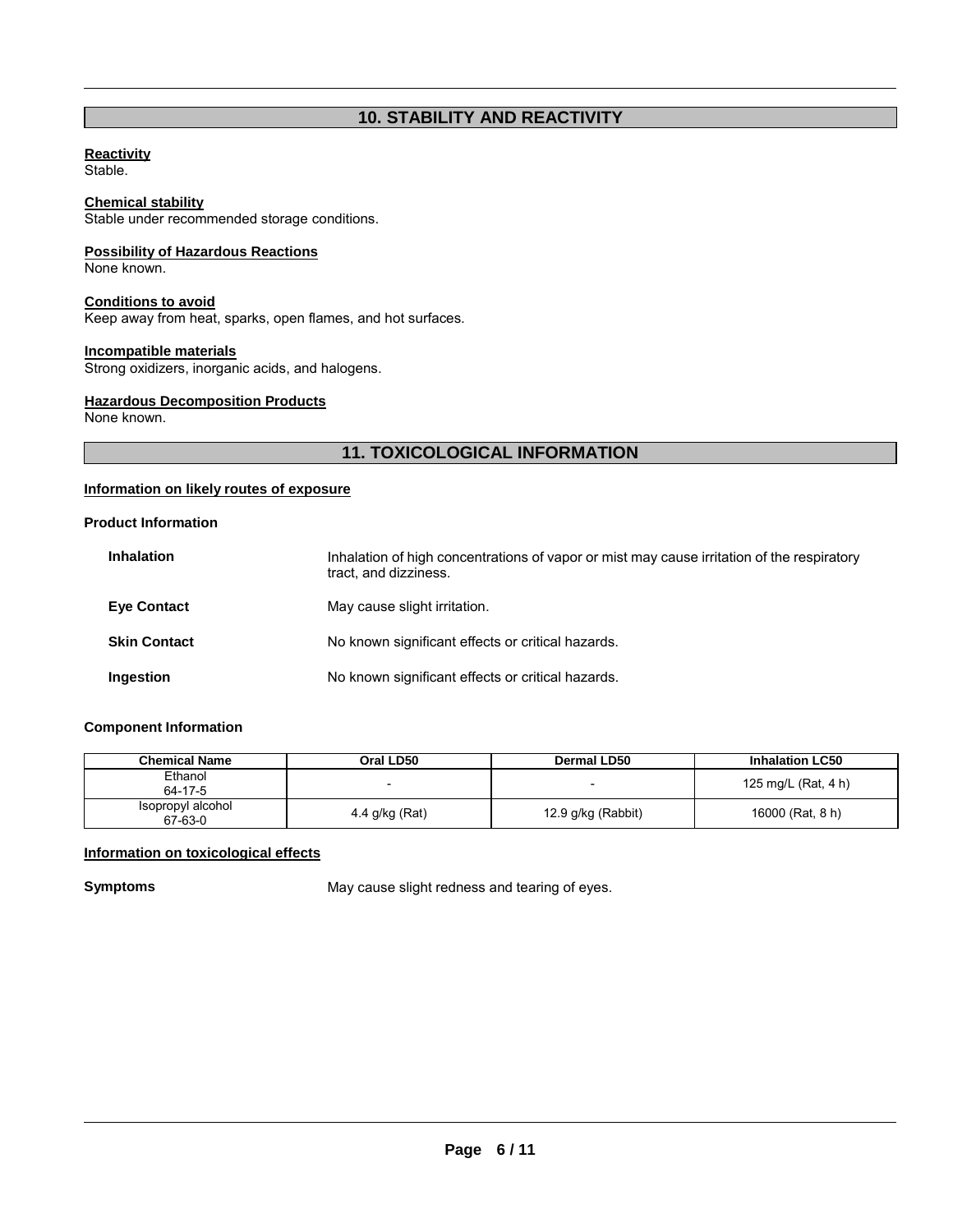## 10. STABILITY AND REACTIVITY

**Reactivity**
Stable.

**Chemical stability**
Stable under recommended storage conditions.

**Possibility of Hazardous Reactions**
None known.

**Conditions to avoid**
Keep away from heat, sparks, open flames, and hot surfaces.

**Incompatible materials**
Strong oxidizers, inorganic acids, and halogens.

**Hazardous Decomposition Products**
None known.

## 11. TOXICOLOGICAL INFORMATION

**Information on likely routes of exposure**

**Product Information**

**Inhalation** Inhalation of high concentrations of vapor or mist may cause irritation of the respiratory tract, and dizziness.

**Eye Contact** May cause slight irritation.

**Skin Contact** No known significant effects or critical hazards.

**Ingestion** No known significant effects or critical hazards.

**Component Information**

| Chemical Name | Oral LD50 | Dermal LD50 | Inhalation LC50 |
| --- | --- | --- | --- |
| Ethanol 64-17-5 | - | - | 125 mg/L (Rat, 4 h) |
| Isopropyl alcohol 67-63-0 | 4.4 g/kg (Rat) | 12.9 g/kg (Rabbit) | 16000 (Rat, 8 h) |

**Information on toxicological effects**

**Symptoms** May cause slight redness and tearing of eyes.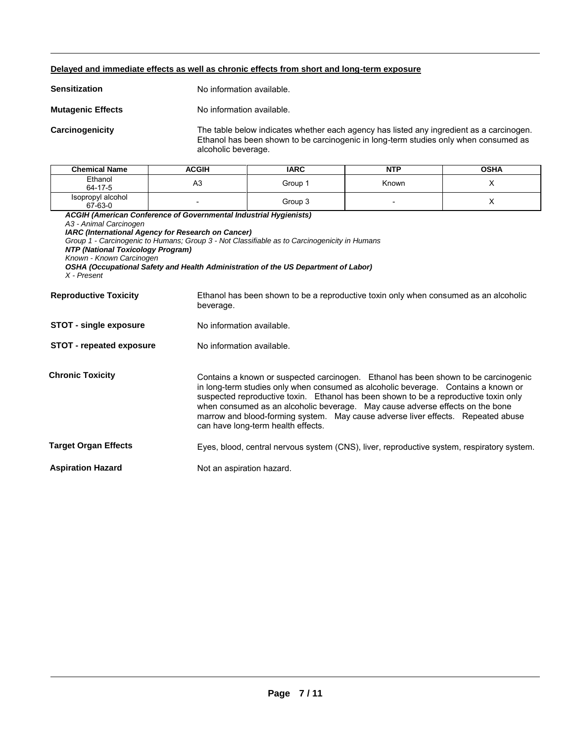**Delayed and immediate effects as well as chronic effects from short and long-term exposure**

**Sensitization** No information available.

**Mutagenic Effects** No information available.

**Carcinogenicity** The table below indicates whether each agency has listed any ingredient as a carcinogen. Ethanol has been shown to be carcinogenic in long-term studies only when consumed as alcoholic beverage.

| Chemical Name | ACGIH | IARC | NTP | OSHA |
|---|---|---|---|---|
| Ethanol<br>64-17-5 | A3 | Group 1 | Known | X |
| Isopropyl alcohol<br>67-63-0 | - | Group 3 | - | X |

***ACGIH (American Conference of Governmental Industrial Hygienists)***
*A3 - Animal Carcinogen*
***IARC (International Agency for Research on Cancer)***
*Group 1 - Carcinogenic to Humans; Group 3 - Not Classifiable as to Carcinogenicity in Humans*
***NTP (National Toxicology Program)***
*Known - Known Carcinogen*
***OSHA (Occupational Safety and Health Administration of the US Department of Labor)***
*X - Present*

**Reproductive Toxicity** Ethanol has been shown to be a reproductive toxin only when consumed as an alcoholic beverage.

**STOT - single exposure** No information available.

**STOT - repeated exposure** No information available.

**Chronic Toxicity** Contains a known or suspected carcinogen. Ethanol has been shown to be carcinogenic in long-term studies only when consumed as alcoholic beverage. Contains a known or suspected reproductive toxin. Ethanol has been shown to be a reproductive toxin only when consumed as an alcoholic beverage. May cause adverse effects on the bone marrow and blood-forming system. May cause adverse liver effects. Repeated abuse can have long-term health effects.

**Target Organ Effects** Eyes, blood, central nervous system (CNS), liver, reproductive system, respiratory system.

**Aspiration Hazard** Not an aspiration hazard.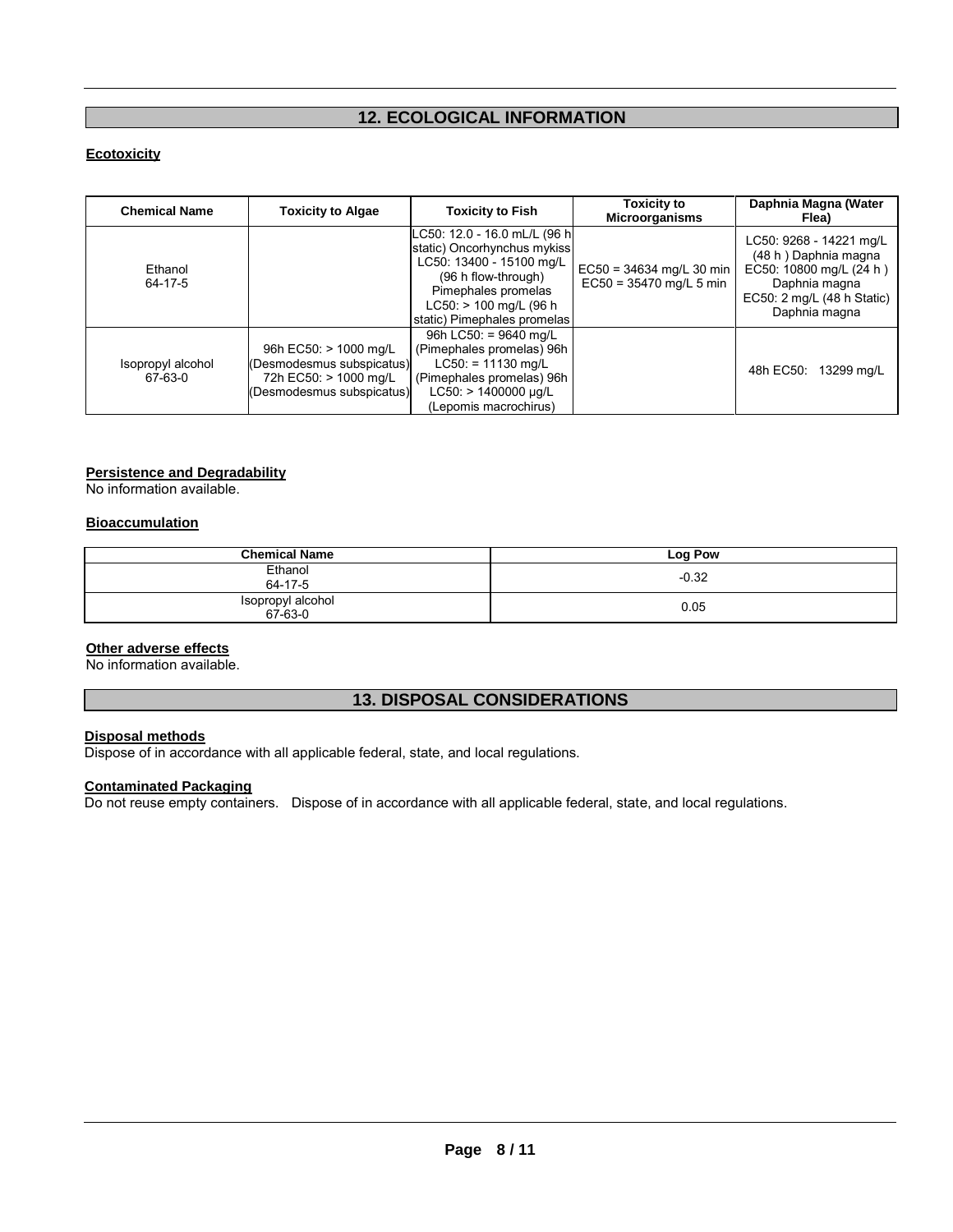## 12. ECOLOGICAL INFORMATION

**Ecotoxicity**

| Chemical Name | Toxicity to Algae | Toxicity to Fish | Toxicity to Microorganisms | Daphnia Magna (Water Flea) |
|---|---|---|---|---|
| Ethanol 64-17-5 | | LC50: 12.0 - 16.0 mL/L (96 h static) Oncorhynchus mykiss LC50: 13400 - 15100 mg/L (96 h flow-through) Pimephales promelas LC50: > 100 mg/L (96 h static) Pimephales promelas | EC50 = 34634 mg/L 30 min EC50 = 35470 mg/L 5 min | LC50: 9268 - 14221 mg/L (48 h ) Daphnia magna EC50: 10800 mg/L (24 h ) Daphnia magna EC50: 2 mg/L (48 h Static) Daphnia magna |
| Isopropyl alcohol 67-63-0 | 96h EC50: > 1000 mg/L (Desmodesmus subspicatus) 72h EC50: > 1000 mg/L (Desmodesmus subspicatus) | 96h LC50: = 9640 mg/L (Pimephales promelas) 96h LC50: = 11130 mg/L (Pimephales promelas) 96h LC50: > 1400000 µg/L (Lepomis macrochirus) | | 48h EC50: 13299 mg/L |

**Persistence and Degradability**

No information available.

**Bioaccumulation**

| Chemical Name | Log Pow |
|---|---|
| Ethanol 64-17-5 | -0.32 |
| Isopropyl alcohol 67-63-0 | 0.05 |

**Other adverse effects**

No information available.

## 13. DISPOSAL CONSIDERATIONS

**Disposal methods**

Dispose of in accordance with all applicable federal, state, and local regulations.

**Contaminated Packaging**

Do not reuse empty containers. Dispose of in accordance with all applicable federal, state, and local regulations.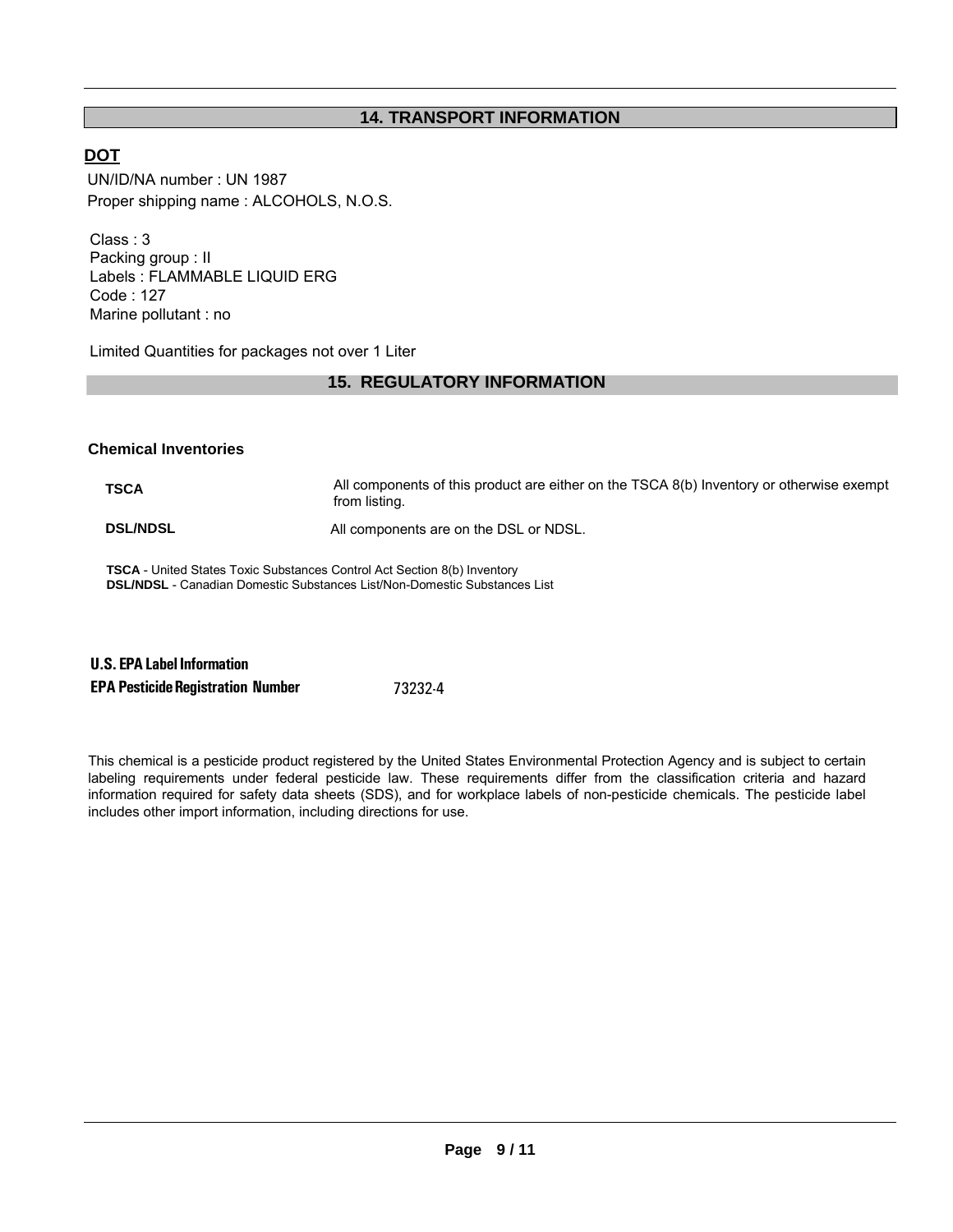## 14. TRANSPORT INFORMATION

### DOT

UN/ID/NA number : UN 1987
Proper shipping name : ALCOHOLS, N.O.S.

Class : 3
Packing group : II
Labels : FLAMMABLE LIQUID ERG
Code : 127
Marine pollutant : no

Limited Quantities for packages not over 1 Liter

## 15. REGULATORY INFORMATION

### Chemical Inventories

| | |
|---|---|
| **TSCA** | All components of this product are either on the TSCA 8(b) Inventory or otherwise exempt from listing. |
| **DSL/NDSL** | All components are on the DSL or NDSL. |

**TSCA** - United States Toxic Substances Control Act Section 8(b) Inventory
**DSL/NDSL** - Canadian Domestic Substances List/Non-Domestic Substances List

**U.S. EPA Label Information**

**EPA Pesticide Registration Number** 73232-4

This chemical is a pesticide product registered by the United States Environmental Protection Agency and is subject to certain labeling requirements under federal pesticide law. These requirements differ from the classification criteria and hazard information required for safety data sheets (SDS), and for workplace labels of non-pesticide chemicals. The pesticide label includes other import information, including directions for use.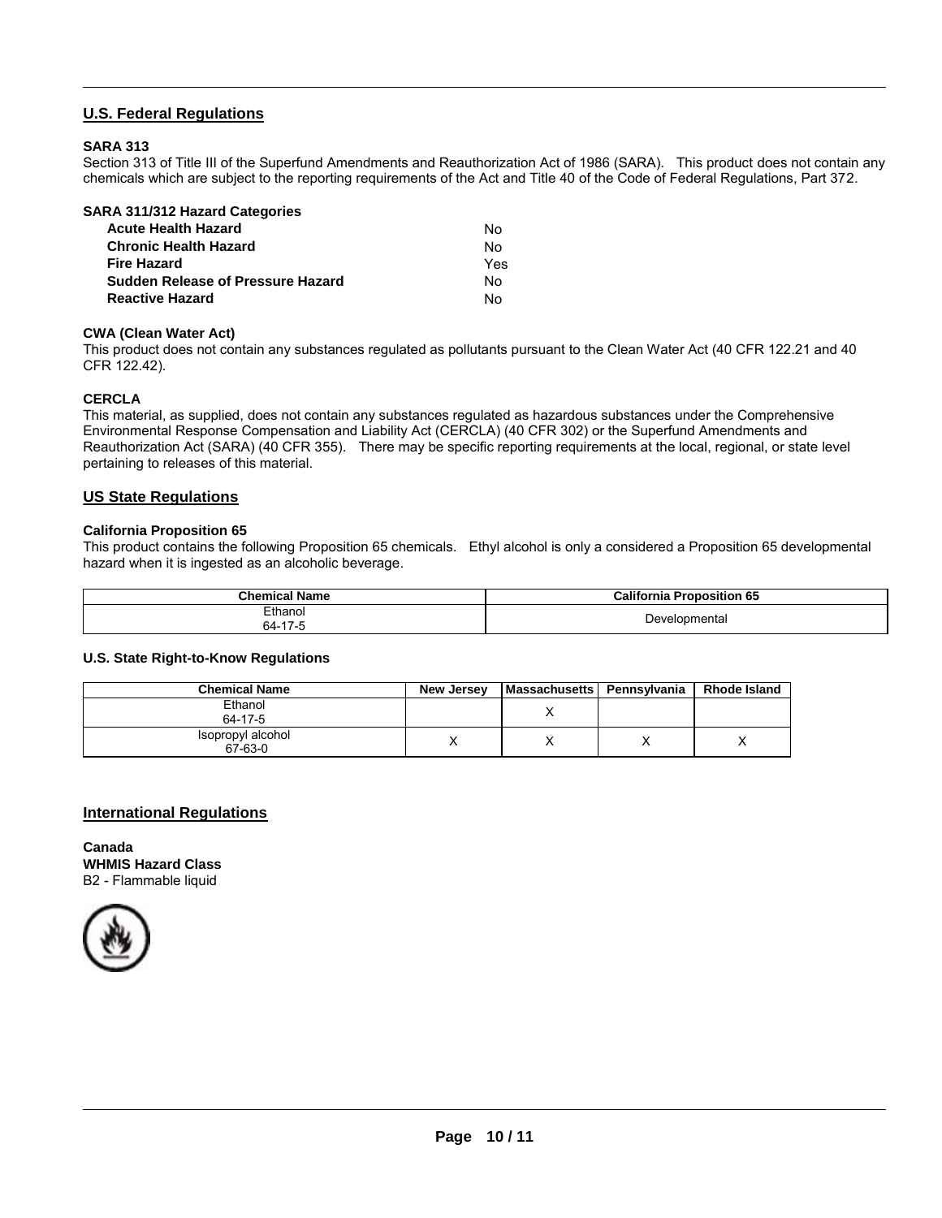## U.S. Federal Regulations

**SARA 313**

Section 313 of Title III of the Superfund Amendments and Reauthorization Act of 1986 (SARA). This product does not contain any chemicals which are subject to the reporting requirements of the Act and Title 40 of the Code of Federal Regulations, Part 372.

**SARA 311/312 Hazard Categories**

| | |
|---|---|
| **Acute Health Hazard** | No |
| **Chronic Health Hazard** | No |
| **Fire Hazard** | Yes |
| **Sudden Release of Pressure Hazard** | No |
| **Reactive Hazard** | No |

**CWA (Clean Water Act)**

This product does not contain any substances regulated as pollutants pursuant to the Clean Water Act (40 CFR 122.21 and 40 CFR 122.42).

**CERCLA**

This material, as supplied, does not contain any substances regulated as hazardous substances under the Comprehensive Environmental Response Compensation and Liability Act (CERCLA) (40 CFR 302) or the Superfund Amendments and Reauthorization Act (SARA) (40 CFR 355). There may be specific reporting requirements at the local, regional, or state level pertaining to releases of this material.

## US State Regulations

**California Proposition 65**

This product contains the following Proposition 65 chemicals. Ethyl alcohol is only a considered a Proposition 65 developmental hazard when it is ingested as an alcoholic beverage.

| Chemical Name | California Proposition 65 |
|---|---|
| Ethanol 64-17-5 | Developmental |

**U.S. State Right-to-Know Regulations**

| Chemical Name | New Jersey | Massachusetts | Pennsylvania | Rhode Island |
|---|---|---|---|---|
| Ethanol 64-17-5 | | X | | |
| Isopropyl alcohol 67-63-0 | X | X | X | X |

## International Regulations

**Canada**
**WHMIS Hazard Class**
B2 - Flammable liquid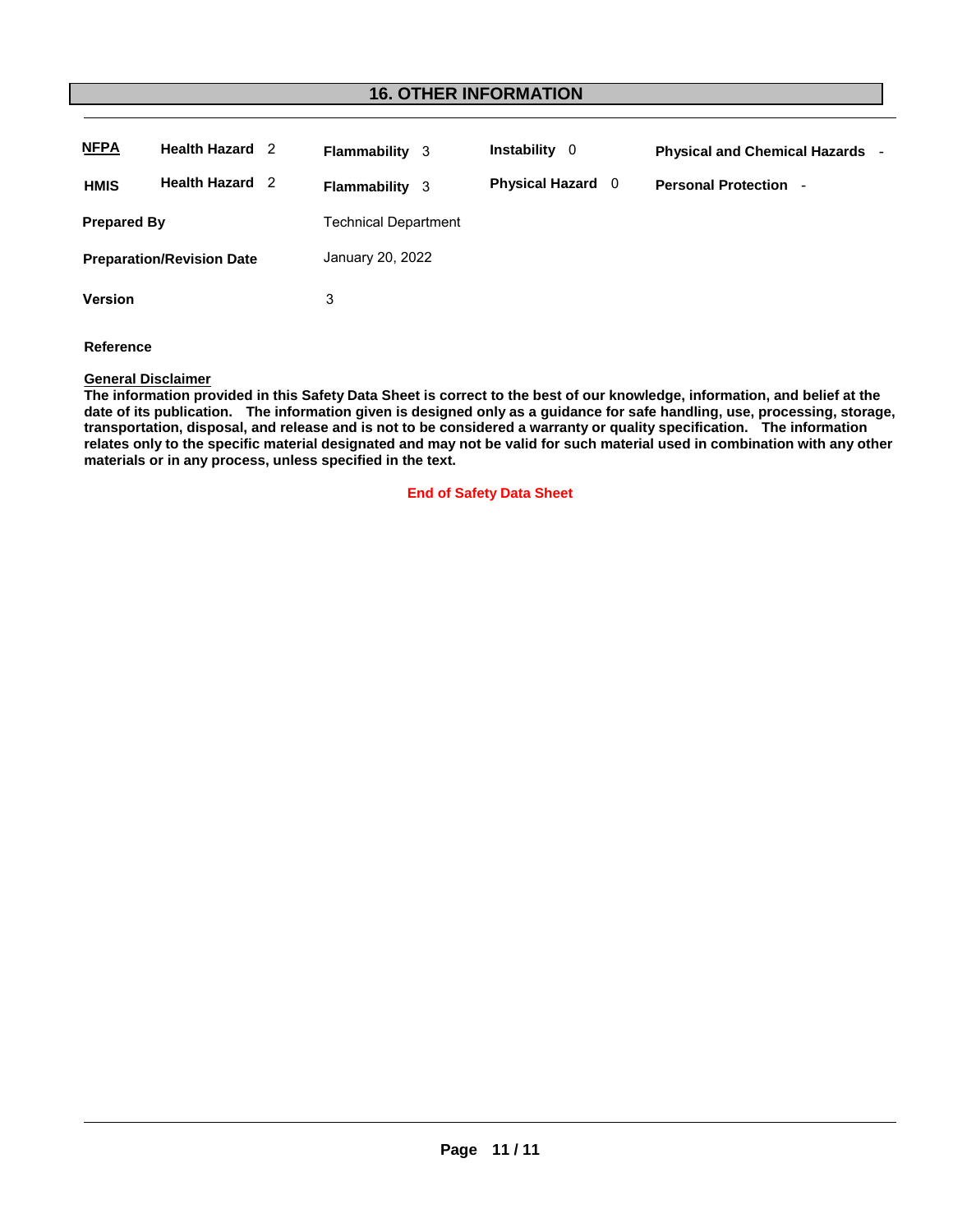## 16. OTHER INFORMATION

| | | | | |
|---|---|---|---|---|
| **NFPA** | **Health Hazard** 2 | **Flammability** 3 | **Instability** 0 | **Physical and Chemical Hazards** - |
| **HMIS** | **Health Hazard** 2 | **Flammability** 3 | **Physical Hazard** 0 | **Personal Protection** - |

**Prepared By** Technical Department

**Preparation/Revision Date** January 20, 2022

**Version** 3

**Reference**

**General Disclaimer**

**The information provided in this Safety Data Sheet is correct to the best of our knowledge, information, and belief at the date of its publication. The information given is designed only as a guidance for safe handling, use, processing, storage, transportation, disposal, and release and is not to be considered a warranty or quality specification. The information relates only to the specific material designated and may not be valid for such material used in combination with any other materials or in any process, unless specified in the text.**

**End of Safety Data Sheet**